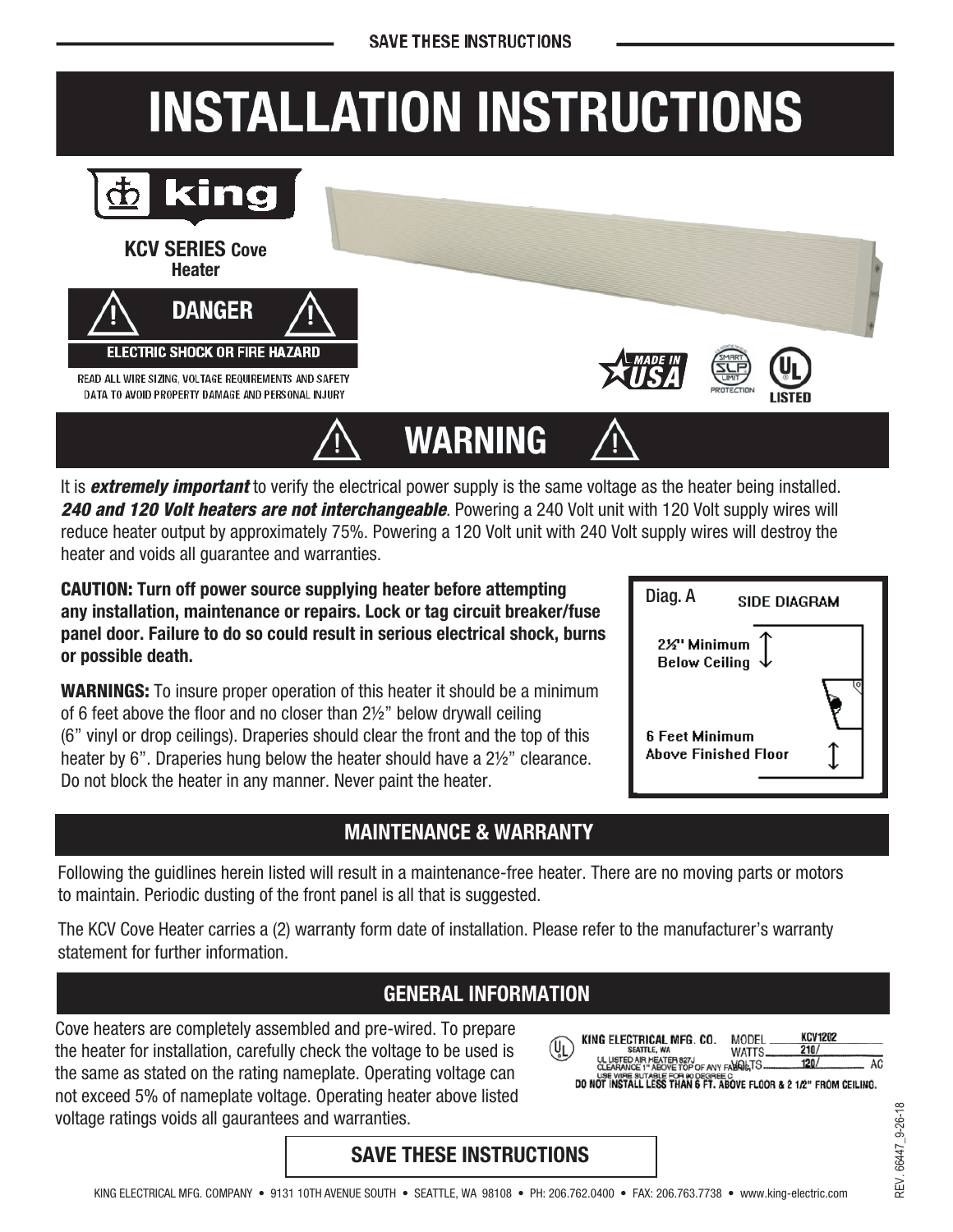SAVE THESE INSTRUCTIONS

# INSTALLATION INSTRUCTIONS

king

**KCV SERIES Cove Heater**

## DANGER

**ELECTRIC SHOCK OR FIRE HAZARD**

READ ALL WIRE SIZING, VOLTAGE REQUIREMENTS AND SAFETY DATA TO AVOID PROPERTY DAMAGE AND PERSONAL INJURY

MADE IN USA

SMART SLP LIMIT PROTECTION

UL LISTED

## WARNING

It is ***extremely important*** to verify the electrical power supply is the same voltage as the heater being installed. ***240 and 120 Volt heaters are not interchangeable***. Powering a 240 Volt unit with 120 Volt supply wires will reduce heater output by approximately 75%. Powering a 120 Volt unit with 240 Volt supply wires will destroy the heater and voids all guarantee and warranties.

**CAUTION: Turn off power source supplying heater before attempting any installation, maintenance or repairs. Lock or tag circuit breaker/fuse panel door. Failure to do so could result in serious electrical shock, burns or possible death.**

**WARNINGS:** To insure proper operation of this heater it should be a minimum of 6 feet above the floor and no closer than 2½" below drywall ceiling (6" vinyl or drop ceilings). Draperies should clear the front and the top of this heater by 6". Draperies hung below the heater should have a 2½" clearance. Do not block the heater in any manner. Never paint the heater.

Diag. A SIDE DIAGRAM

2½" Minimum Below Ceiling

6 Feet Minimum Above Finished Floor

## MAINTENANCE & WARRANTY

Following the guidlines herein listed will result in a maintenance-free heater. There are no moving parts or motors to maintain. Periodic dusting of the front panel is all that is suggested.

The KCV Cove Heater carries a (2) warranty form date of installation. Please refer to the manufacturer's warranty statement for further information.

## GENERAL INFORMATION

Cove heaters are completely assembled and pre-wired. To prepare the heater for installation, carefully check the voltage to be used is the same as stated on the rating nameplate. Operating voltage can not exceed 5% of nameplate voltage. Operating heater above listed voltage ratings voids all gaurantees and warranties.

KING ELECTRICAL MFG. CO. SEATTLE, WA
UL LISTED AIR HEATER 827J
CLEARANCE 1" ABOVE TOP OF ANY FABRIC
USE WIRE SUITABLE FOR 90 DEGREE C
MODEL KCV1202
WATTS 210/
VOLTS 120/ AC
DO NOT INSTALL LESS THAN 6 FT. ABOVE FLOOR & 2 1/2" FROM CEILING.

**SAVE THESE INSTRUCTIONS**

KING ELECTRICAL MFG. COMPANY • 9131 10TH AVENUE SOUTH • SEATTLE, WA 98108 • PH: 206.762.0400 • FAX: 206.763.7738 • www.king-electric.com

REV. 66447_9-26-18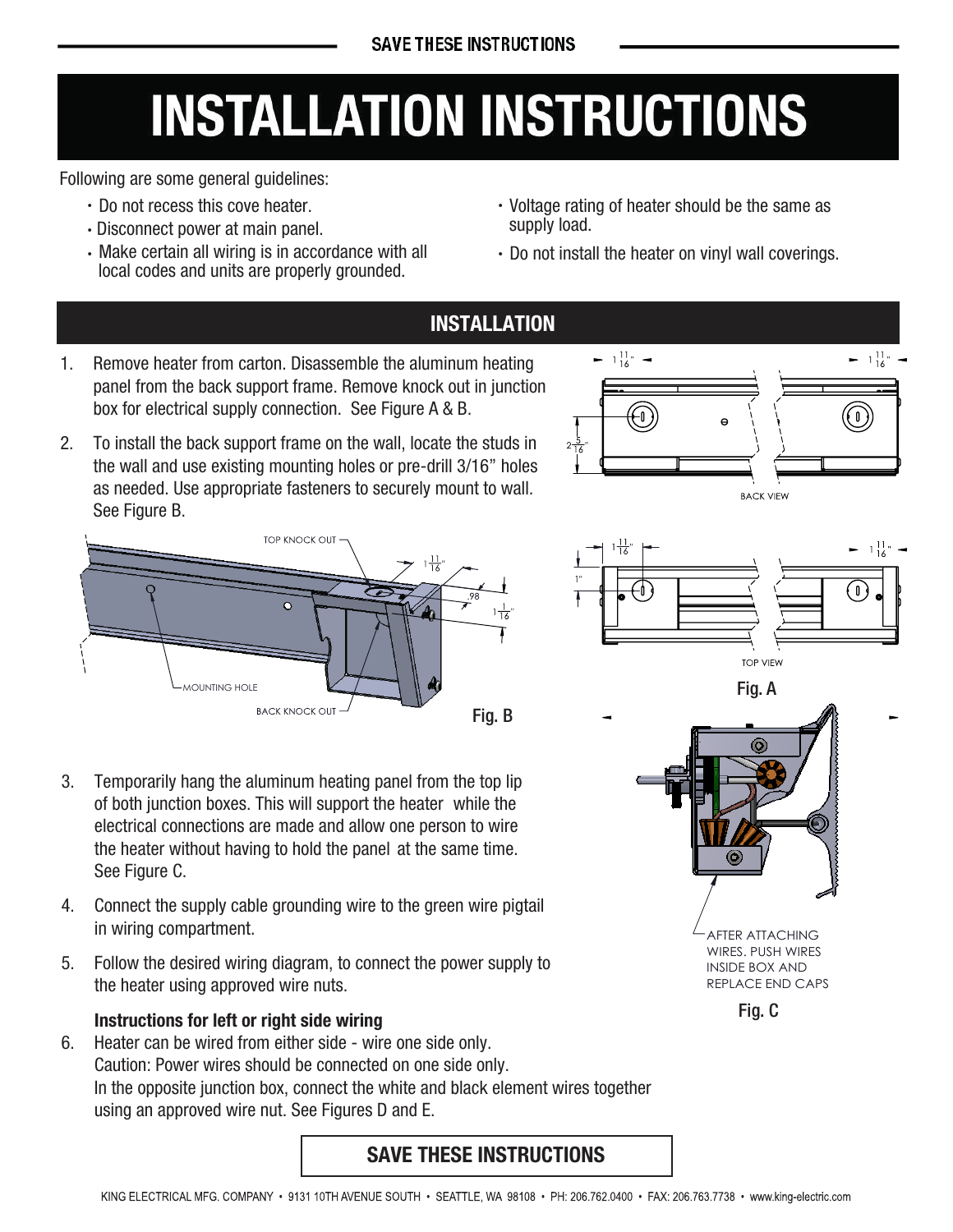# INSTALLATION INSTRUCTIONS

Following are some general guidelines:

- Do not recess this cove heater.
- Disconnect power at main panel.
- Make certain all wiring is in accordance with all local codes and units are properly grounded.
- Voltage rating of heater should be the same as supply load.
- Do not install the heater on vinyl wall coverings.

## INSTALLATION

1. Remove heater from carton. Disassemble the aluminum heating panel from the back support frame. Remove knock out in junction box for electrical supply connection. See Figure A & B.
2. To install the back support frame on the wall, locate the studs in the wall and use existing mounting holes or pre-drill 3/16" holes as needed. Use appropriate fasteners to securely mount to wall. See Figure B.

Fig. B

Fig. A

3. Temporarily hang the aluminum heating panel from the top lip of both junction boxes. This will support the heater while the electrical connections are made and allow one person to wire the heater without having to hold the panel at the same time. See Figure C.
4. Connect the supply cable grounding wire to the green wire pigtail in wiring compartment.
5. Follow the desired wiring diagram, to connect the power supply to the heater using approved wire nuts.

**Instructions for left or right side wiring**

6. Heater can be wired from either side - wire one side only.
   Caution: Power wires should be connected on one side only.
   In the opposite junction box, connect the white and black element wires together using an approved wire nut. See Figures D and E.

AFTER ATTACHING WIRES. PUSH WIRES INSIDE BOX AND REPLACE END CAPS

Fig. C

**SAVE THESE INSTRUCTIONS**

KING ELECTRICAL MFG. COMPANY • 9131 10TH AVENUE SOUTH • SEATTLE, WA 98108 • PH: 206.762.0400 • FAX: 206.763.7738 • www.king-electric.com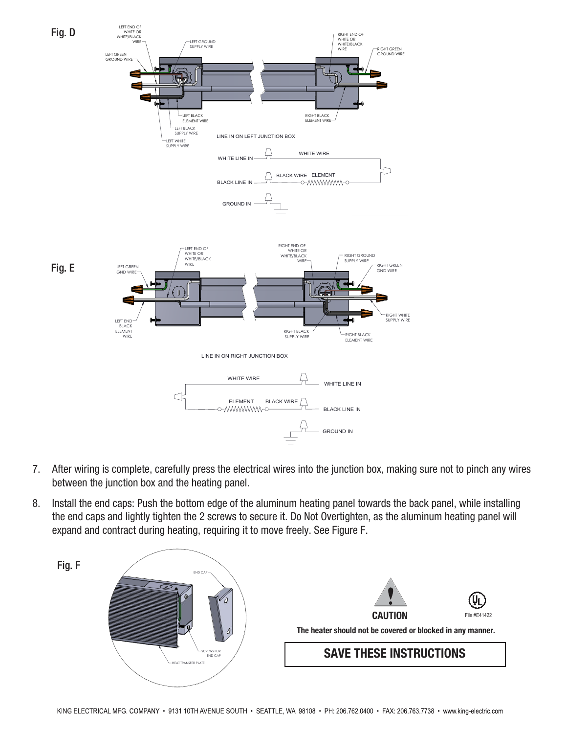Fig. D

LEFT END OF WHITE OR WHITE/BLACK WIRE

LEFT GROUND SUPPLY WIRE

LEFT GREEN GROUND WIRE

RIGHT END OF WHITE OR WHITE/BLACK WIRE

RIGHT GREEN GROUND WIRE

LEFT BLACK ELEMENT WIRE

LEFT BLACK SUPPLY WIRE

LEFT WHITE SUPPLY WIRE

RIGHT BLACK ELEMENT WIRE

LINE IN ON LEFT JUNCTION BOX

WHITE LINE IN

WHITE WIRE

BLACK LINE IN

BLACK WIRE ELEMENT

GROUND IN

Fig. E

LEFT END OF WHITE OR WHITE/BLACK WIRE

RIGHT END OF WHITE OR WHITE/BLACK WIRE

RIGHT GROUND SUPPLY WIRE

LEFT GREEN GND WIRE

RIGHT GREEN GND WIRE

LEFT END BLACK ELEMENT WIRE

RIGHT WHITE SUPPLY WIRE

RIGHT BLACK SUPPLY WIRE

RIGHT BLACK ELEMENT WIRE

LINE IN ON RIGHT JUNCTION BOX

WHITE WIRE

WHITE LINE IN

ELEMENT

BLACK WIRE

BLACK LINE IN

GROUND IN

7. After wiring is complete, carefully press the electrical wires into the junction box, making sure not to pinch any wires between the junction box and the heating panel.

8. Install the end caps: Push the bottom edge of the aluminum heating panel towards the back panel, while installing the end caps and lightly tighten the 2 screws to secure it. Do Not Overtighten, as the aluminum heating panel will expand and contract during heating, requiring it to move freely. See Figure F.

Fig. F

END CAP

SCREWS FOR END CAP

HEAT TRANSFER PLATE

**CAUTION**

File #E41422

**The heater should not be covered or blocked in any manner.**

## SAVE THESE INSTRUCTIONS

KING ELECTRICAL MFG. COMPANY • 9131 10TH AVENUE SOUTH • SEATTLE, WA 98108 • PH: 206.762.0400 • FAX: 206.763.7738 • www.king-electric.com